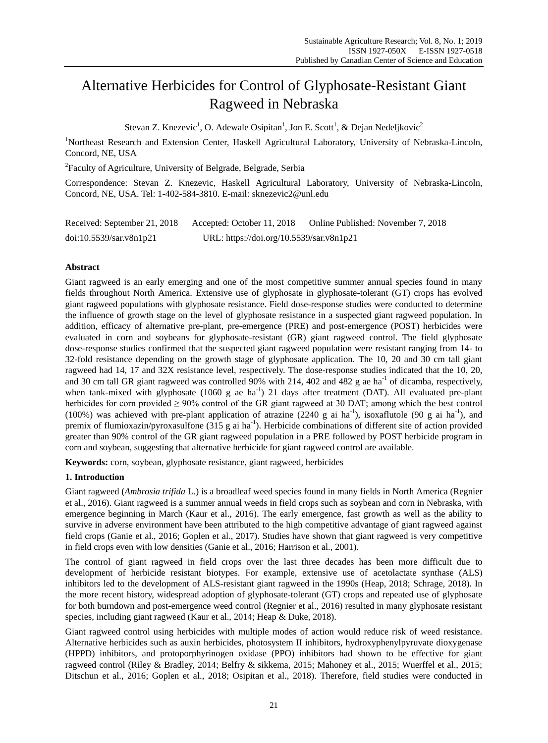# Alternative Herbicides for Control of Glyphosate-Resistant Giant Ragweed in Nebraska

Stevan Z. Knezevic[1], O. Adewale Osipitan[1], Jon E. Scott[1], & Dejan Nedeljkovic[2]

[1]Northeast Research and Extension Center, Haskell Agricultural Laboratory, University of Nebraska-Lincoln, Concord, NE, USA

[2]Faculty of Agriculture, University of Belgrade, Belgrade, Serbia

Correspondence: Stevan Z. Knezevic, Haskell Agricultural Laboratory, University of Nebraska-Lincoln, Concord, NE, USA. Tel: 1-402-584-3810. E-mail: sknezevic2@unl.edu

Received: September 21, 2018 Accepted: October 11, 2018 Online Published: November 7, 2018

doi:10.5539/sar.v8n1p21 URL: https://doi.org/10.5539/sar.v8n1p21

## Abstract

Giant ragweed is an early emerging and one of the most competitive summer annual species found in many fields throughout North America. Extensive use of glyphosate in glyphosate-tolerant (GT) crops has evolved giant ragweed populations with glyphosate resistance. Field dose-response studies were conducted to determine the influence of growth stage on the level of glyphosate resistance in a suspected giant ragweed population. In addition, efficacy of alternative pre-plant, pre-emergence (PRE) and post-emergence (POST) herbicides were evaluated in corn and soybeans for glyphosate-resistant (GR) giant ragweed control. The field glyphosate dose-response studies confirmed that the suspected giant ragweed population were resistant ranging from 14- to 32-fold resistance depending on the growth stage of glyphosate application. The 10, 20 and 30 cm tall giant ragweed had 14, 17 and 32X resistance level, respectively. The dose-response studies indicated that the 10, 20, and 30 cm tall GR giant ragweed was controlled 90% with 214, 402 and 482 g ae ha$^{-1}$ of dicamba, respectively, when tank-mixed with glyphosate (1060 g ae ha$^{-1}$) 21 days after treatment (DAT). All evaluated pre-plant herbicides for corn provided ≥ 90% control of the GR giant ragweed at 30 DAT; among which the best control (100%) was achieved with pre-plant application of atrazine (2240 g ai ha$^{-1}$), isoxaflutole (90 g ai ha$^{-1}$), and premix of flumioxazin/pyroxasulfone (315 g ai ha$^{-1}$). Herbicide combinations of different site of action provided greater than 90% control of the GR giant ragweed population in a PRE followed by POST herbicide program in corn and soybean, suggesting that alternative herbicide for giant ragweed control are available.

**Keywords:** corn, soybean, glyphosate resistance, giant ragweed, herbicides

## 1. Introduction

Giant ragweed (*Ambrosia trifida* L.) is a broadleaf weed species found in many fields in North America (Regnier et al., 2016). Giant ragweed is a summer annual weeds in field crops such as soybean and corn in Nebraska, with emergence beginning in March (Kaur et al., 2016). The early emergence, fast growth as well as the ability to survive in adverse environment have been attributed to the high competitive advantage of giant ragweed against field crops (Ganie et al., 2016; Goplen et al., 2017). Studies have shown that giant ragweed is very competitive in field crops even with low densities (Ganie et al., 2016; Harrison et al., 2001).

The control of giant ragweed in field crops over the last three decades has been more difficult due to development of herbicide resistant biotypes. For example, extensive use of acetolactate synthase (ALS) inhibitors led to the development of ALS-resistant giant ragweed in the 1990s (Heap, 2018; Schrage, 2018). In the more recent history, widespread adoption of glyphosate-tolerant (GT) crops and repeated use of glyphosate for both burndown and post-emergence weed control (Regnier et al., 2016) resulted in many glyphosate resistant species, including giant ragweed (Kaur et al., 2014; Heap & Duke, 2018).

Giant ragweed control using herbicides with multiple modes of action would reduce risk of weed resistance. Alternative herbicides such as auxin herbicides, photosystem II inhibitors, hydroxyphenylpyruvate dioxygenase (HPPD) inhibitors, and protoporphyrinogen oxidase (PPO) inhibitors had shown to be effective for giant ragweed control (Riley & Bradley, 2014; Belfry & sikkema, 2015; Mahoney et al., 2015; Wuerffel et al., 2015; Ditschun et al., 2016; Goplen et al., 2018; Osipitan et al., 2018). Therefore, field studies were conducted in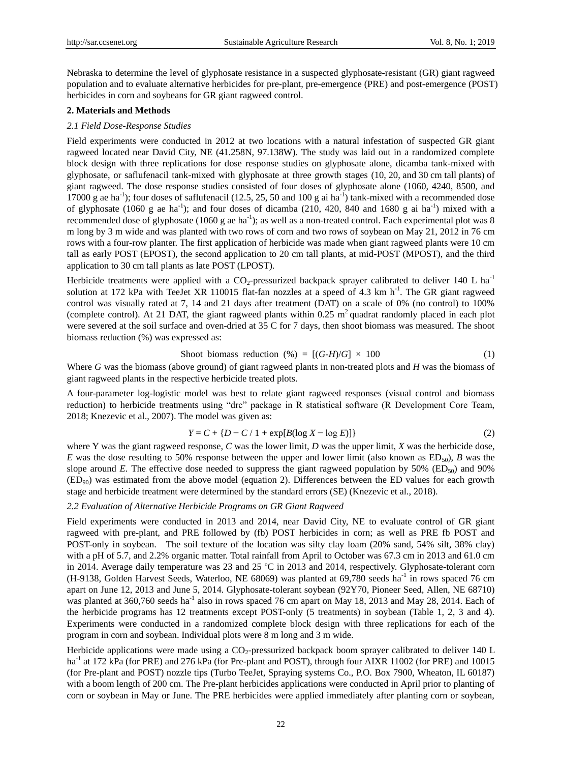Nebraska to determine the level of glyphosate resistance in a suspected glyphosate-resistant (GR) giant ragweed population and to evaluate alternative herbicides for pre-plant, pre-emergence (PRE) and post-emergence (POST) herbicides in corn and soybeans for GR giant ragweed control.

## 2. Materials and Methods

### *2.1 Field Dose-Response Studies*

Field experiments were conducted in 2012 at two locations with a natural infestation of suspected GR giant ragweed located near David City, NE (41.258N, 97.138W). The study was laid out in a randomized complete block design with three replications for dose response studies on glyphosate alone, dicamba tank-mixed with glyphosate, or saflufenacil tank-mixed with glyphosate at three growth stages (10, 20, and 30 cm tall plants) of giant ragweed. The dose response studies consisted of four doses of glyphosate alone (1060, 4240, 8500, and 17000 g ae $ha^{-1}$); four doses of saflufenacil (12.5, 25, 50 and 100 g ai $ha^{-1}$) tank-mixed with a recommended dose of glyphosate (1060 g ae $ha^{-1}$); and four doses of dicamba (210, 420, 840 and 1680 g ai $ha^{-1}$) mixed with a recommended dose of glyphosate (1060 g ae $ha^{-1}$); as well as a non-treated control. Each experimental plot was 8 m long by 3 m wide and was planted with two rows of corn and two rows of soybean on May 21, 2012 in 76 cm rows with a four-row planter. The first application of herbicide was made when giant ragweed plants were 10 cm tall as early POST (EPOST), the second application to 20 cm tall plants, at mid-POST (MPOST), and the third application to 30 cm tall plants as late POST (LPOST).

Herbicide treatments were applied with a $CO_2$-pressurized backpack sprayer calibrated to deliver 140 L $ha^{-1}$ solution at 172 kPa with TeeJet XR 110015 flat-fan nozzles at a speed of 4.3 km $h^{-1}$. The GR giant ragweed control was visually rated at 7, 14 and 21 days after treatment (DAT) on a scale of 0% (no control) to 100% (complete control). At 21 DAT, the giant ragweed plants within 0.25 $m^2$ quadrat randomly placed in each plot were severed at the soil surface and oven-dried at 35 C for 7 days, then shoot biomass was measured. The shoot biomass reduction (%) was expressed as:

$$\text{Shoot biomass reduction (\%)} = [(G\text{-}H)/G] \times 100 \tag{1}$$

Where *G* was the biomass (above ground) of giant ragweed plants in non-treated plots and *H* was the biomass of giant ragweed plants in the respective herbicide treated plots.

A four-parameter log-logistic model was best to relate giant ragweed responses (visual control and biomass reduction) to herbicide treatments using "drc" package in R statistical software (R Development Core Team, 2018; Knezevic et al., 2007). The model was given as:

$$Y = C + \{D - C / 1 + \exp[B(\log X - \log E)]\} \tag{2}$$

where Y was the giant ragweed response, *C* was the lower limit, *D* was the upper limit, *X* was the herbicide dose, *E* was the dose resulting to 50% response between the upper and lower limit (also known as $ED_{50}$), *B* was the slope around *E*. The effective dose needed to suppress the giant ragweed population by 50% ($ED_{50}$) and 90% ($ED_{90}$) was estimated from the above model (equation 2). Differences between the ED values for each growth stage and herbicide treatment were determined by the standard errors (SE) (Knezevic et al., 2018).

### *2.2 Evaluation of Alternative Herbicide Programs on GR Giant Ragweed*

Field experiments were conducted in 2013 and 2014, near David City, NE to evaluate control of GR giant ragweed with pre-plant, and PRE followed by (fb) POST herbicides in corn; as well as PRE fb POST and POST-only in soybean. The soil texture of the location was silty clay loam (20% sand, 54% silt, 38% clay) with a pH of 5.7, and 2.2% organic matter. Total rainfall from April to October was 67.3 cm in 2013 and 61.0 cm in 2014. Average daily temperature was 23 and 25 ºC in 2013 and 2014, respectively. Glyphosate-tolerant corn (H-9138, Golden Harvest Seeds, Waterloo, NE 68069) was planted at 69,780 seeds $ha^{-1}$ in rows spaced 76 cm apart on June 12, 2013 and June 5, 2014. Glyphosate-tolerant soybean (92Y70, Pioneer Seed, Allen, NE 68710) was planted at 360,760 seeds $ha^{-1}$ also in rows spaced 76 cm apart on May 18, 2013 and May 28, 2014. Each of the herbicide programs has 12 treatments except POST-only (5 treatments) in soybean (Table 1, 2, 3 and 4). Experiments were conducted in a randomized complete block design with three replications for each of the program in corn and soybean. Individual plots were 8 m long and 3 m wide.

Herbicide applications were made using a $CO_2$-pressurized backpack boom sprayer calibrated to deliver 140 L $ha^{-1}$ at 172 kPa (for PRE) and 276 kPa (for Pre-plant and POST), through four AIXR 11002 (for PRE) and 10015 (for Pre-plant and POST) nozzle tips (Turbo TeeJet, Spraying systems Co., P.O. Box 7900, Wheaton, IL 60187) with a boom length of 200 cm. The Pre-plant herbicides applications were conducted in April prior to planting of corn or soybean in May or June. The PRE herbicides were applied immediately after planting corn or soybean,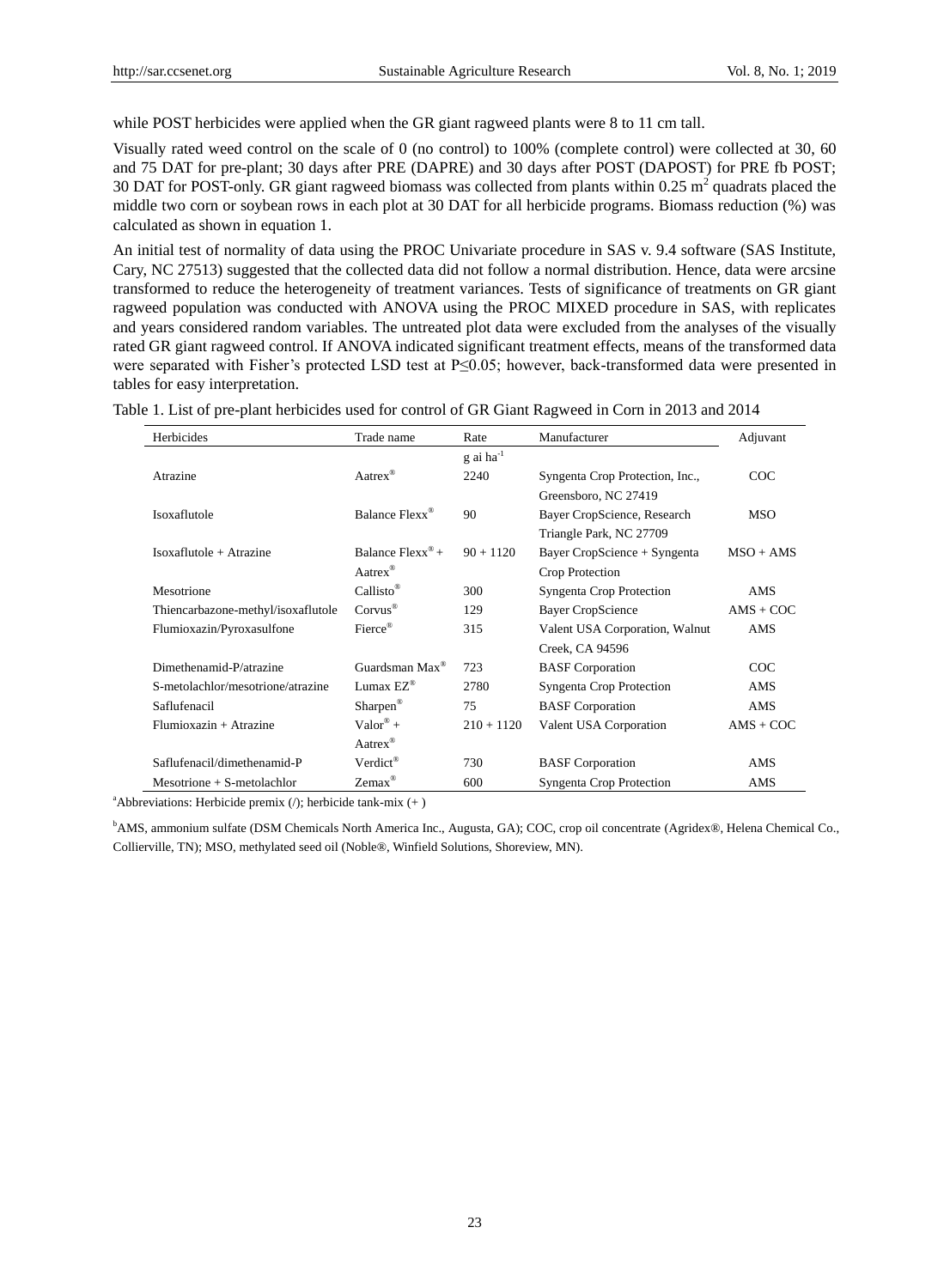while POST herbicides were applied when the GR giant ragweed plants were 8 to 11 cm tall.

Visually rated weed control on the scale of 0 (no control) to 100% (complete control) were collected at 30, 60 and 75 DAT for pre-plant; 30 days after PRE (DAPRE) and 30 days after POST (DAPOST) for PRE fb POST; 30 DAT for POST-only. GR giant ragweed biomass was collected from plants within 0.25 $m^2$ quadrats placed the middle two corn or soybean rows in each plot at 30 DAT for all herbicide programs. Biomass reduction (%) was calculated as shown in equation 1.

An initial test of normality of data using the PROC Univariate procedure in SAS v. 9.4 software (SAS Institute, Cary, NC 27513) suggested that the collected data did not follow a normal distribution. Hence, data were arcsine transformed to reduce the heterogeneity of treatment variances. Tests of significance of treatments on GR giant ragweed population was conducted with ANOVA using the PROC MIXED procedure in SAS, with replicates and years considered random variables. The untreated plot data were excluded from the analyses of the visually rated GR giant ragweed control. If ANOVA indicated significant treatment effects, means of the transformed data were separated with Fisher's protected LSD test at $P \leq 0.05$; however, back-transformed data were presented in tables for easy interpretation.

Table 1. List of pre-plant herbicides used for control of GR Giant Ragweed in Corn in 2013 and 2014

| Herbicides | Trade name | Rate | Manufacturer | Adjuvant |
|---|---|---|---|---|
| | | g ai $ha^{-1}$ | | |
| Atrazine | Aatrex® | 2240 | Syngenta Crop Protection, Inc., Greensboro, NC 27419 | COC |
| Isoxaflutole | Balance Flexx® | 90 | Bayer CropScience, Research Triangle Park, NC 27709 | MSO |
| Isoxaflutole + Atrazine | Balance Flexx® + Aatrex® | 90 + 1120 | Bayer CropScience + Syngenta Crop Protection | MSO + AMS |
| Mesotrione | Callisto® | 300 | Syngenta Crop Protection | AMS |
| Thiencarbazone-methyl/isoxaflutole | Corvus® | 129 | Bayer CropScience | AMS + COC |
| Flumioxazin/Pyroxasulfone | Fierce® | 315 | Valent USA Corporation, Walnut Creek, CA 94596 | AMS |
| Dimethenamid-P/atrazine | Guardsman Max® | 723 | BASF Corporation | COC |
| S-metolachlor/mesotrione/atrazine | Lumax EZ® | 2780 | Syngenta Crop Protection | AMS |
| Saflufenacil | Sharpen® | 75 | BASF Corporation | AMS |
| Flumioxazin + Atrazine | Valor® + Aatrex® | 210 + 1120 | Valent USA Corporation | AMS + COC |
| Saflufenacil/dimethenamid-P | Verdict® | 730 | BASF Corporation | AMS |
| Mesotrione + S-metolachlor | Zemax® | 600 | Syngenta Crop Protection | AMS |

[a]Abbreviations: Herbicide premix (/); herbicide tank-mix (+ )

[b]AMS, ammonium sulfate (DSM Chemicals North America Inc., Augusta, GA); COC, crop oil concentrate (Agridex®, Helena Chemical Co., Collierville, TN); MSO, methylated seed oil (Noble®, Winfield Solutions, Shoreview, MN).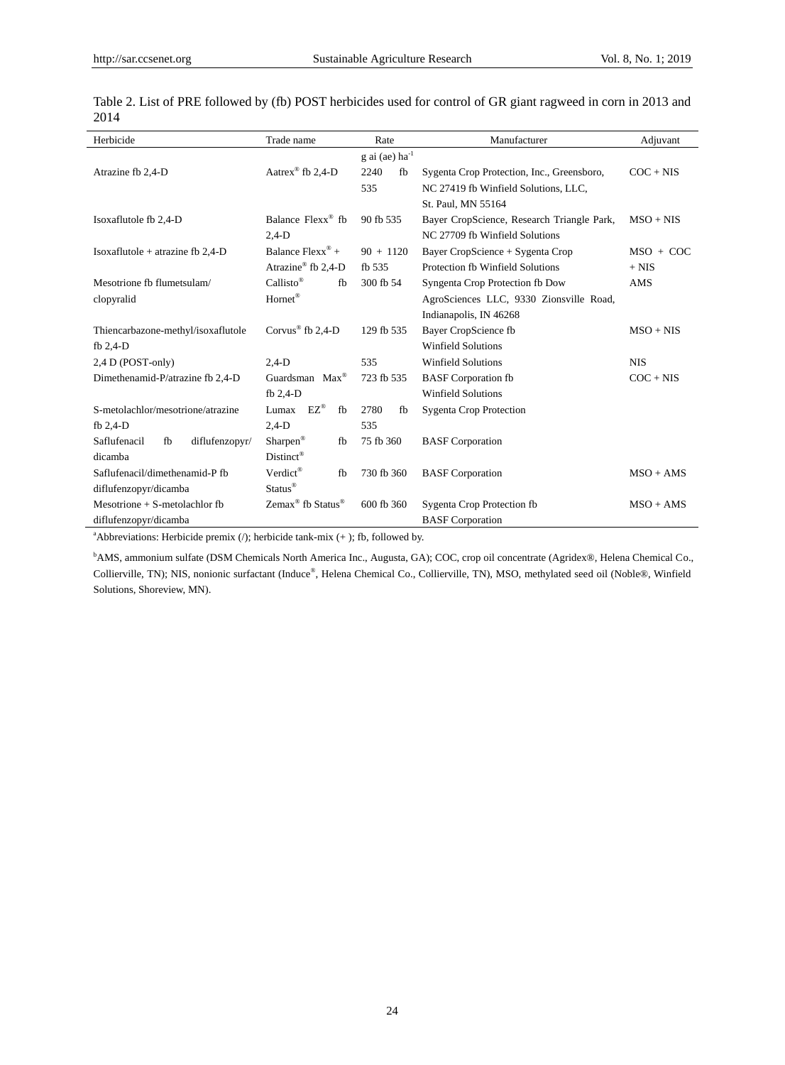Table 2. List of PRE followed by (fb) POST herbicides used for control of GR giant ragweed in corn in 2013 and 2014

| Herbicide | Trade name | Rate | Manufacturer | Adjuvant |
|---|---|---|---|---|
| | | g ai (ae) $ha^{-1}$ | | |
| Atrazine fb 2,4-D | Aatrex® fb 2,4-D | 2240 fb 535 | Sygenta Crop Protection, Inc., Greensboro, NC 27419 fb Winfield Solutions, LLC, St. Paul, MN 55164 | COC + NIS |
| Isoxaflutole fb 2,4-D | Balance Flexx® fb 2,4-D | 90 fb 535 | Bayer CropScience, Research Triangle Park, NC 27709 fb Winfield Solutions | MSO + NIS |
| Isoxaflutole + atrazine fb 2,4-D | Balance Flexx® + Atrazine® fb 2,4-D | 90 + 1120 fb 535 | Bayer CropScience + Sygenta Crop Protection fb Winfield Solutions | MSO + COC + NIS |
| Mesotrione fb flumetsulam/ clopyralid | Callisto® fb Hornet® | 300 fb 54 | Syngenta Crop Protection fb Dow AgroSciences LLC, 9330 Zionsville Road, Indianapolis, IN 46268 | AMS |
| Thiencarbazone-methyl/isoxaflutole fb 2,4-D | Corvus® fb 2,4-D | 129 fb 535 | Bayer CropScience fb Winfield Solutions | MSO + NIS |
| 2,4 D (POST-only) | 2,4-D | 535 | Winfield Solutions | NIS |
| Dimethenamid-P/atrazine fb 2,4-D | Guardsman Max® fb 2,4-D | 723 fb 535 | BASF Corporation fb Winfield Solutions | COC + NIS |
| S-metolachlor/mesotrione/atrazine fb 2,4-D | Lumax EZ® fb 2,4-D | 2780 fb 535 | Sygenta Crop Protection | |
| Saflufenacil fb diflufenzopyr/ dicamba | Sharpen® fb Distinct® | 75 fb 360 | BASF Corporation | |
| Saflufenacil/dimethenamid-P fb diflufenzopyr/dicamba | Verdict® fb Status® | 730 fb 360 | BASF Corporation | MSO + AMS |
| Mesotrione + S-metolachlor fb diflufenzopyr/dicamba | Zemax® fb Status® | 600 fb 360 | Sygenta Crop Protection fb BASF Corporation | MSO + AMS |

[a]Abbreviations: Herbicide premix (/); herbicide tank-mix (+ ); fb, followed by.

[b]AMS, ammonium sulfate (DSM Chemicals North America Inc., Augusta, GA); COC, crop oil concentrate (Agridex®, Helena Chemical Co., Collierville, TN); NIS, nonionic surfactant (Induce®, Helena Chemical Co., Collierville, TN), MSO, methylated seed oil (Noble®, Winfield Solutions, Shoreview, MN).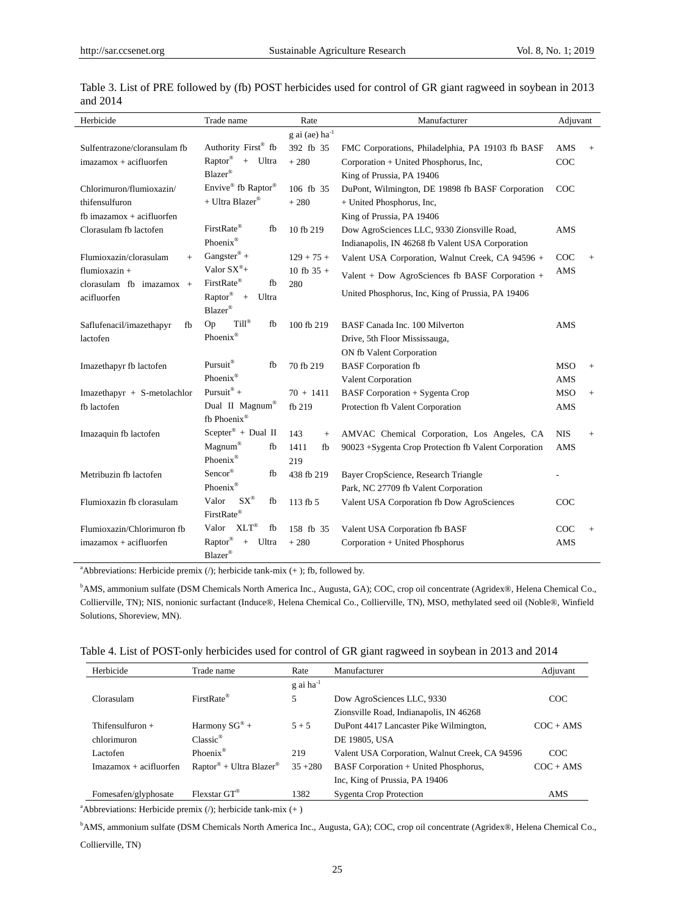Table 3. List of PRE followed by (fb) POST herbicides used for control of GR giant ragweed in soybean in 2013 and 2014

| Herbicide | Trade name | Rate | Manufacturer | Adjuvant |
|---|---|---|---|---|
| | | g ai (ae) ha$^{-1}$ | | |
| Sulfentrazone/cloransulam fb imazamox + acifluorfen | Authority First® fb Raptor® + Ultra Blazer® | 392 fb 35 + 280 | FMC Corporations, Philadelphia, PA 19103 fb BASF Corporation + United Phosphorus, Inc, King of Prussia, PA 19406 | AMS + COC |
| Chlorimuron/flumioxazin/ thifensulfuron fb imazamox + acifluorfen | Envive® fb Raptor® + Ultra Blazer® | 106 fb 35 + 280 | DuPont, Wilmington, DE 19898 fb BASF Corporation + United Phosphorus, Inc, King of Prussia, PA 19406 | COC |
| Clorasulam fb lactofen | FirstRate® fb Phoenix® | 10 fb 219 | Dow AgroSciences LLC, 9330 Zionsville Road, Indianapolis, IN 46268 fb Valent USA Corporation | AMS |
| Flumioxazin/clorasulam + flumioxazin + clorasulam fb imazamox + acifluorfen | Gangster® + Valor SX®+ FirstRate® fb Raptor® + Ultra Blazer® | 129 + 75 + 10 fb 35 + 280 | Valent USA Corporation, Walnut Creek, CA 94596 + Valent + Dow AgroSciences fb BASF Corporation + United Phosphorus, Inc, King of Prussia, PA 19406 | COC + AMS |
| Saflufenacil/imazethapyr fb lactofen | Op Till® fb Phoenix® | 100 fb 219 | BASF Canada Inc. 100 Milverton Drive, 5th Floor Mississauga, ON fb Valent Corporation | AMS |
| Imazethapyr fb lactofen | Pursuit® fb Phoenix® | 70 fb 219 | BASF Corporation fb Valent Corporation | MSO + AMS |
| Imazethapyr + S-metolachlor fb lactofen | Pursuit® + Dual II Magnum® fb Phoenix® | 70 + 1411 fb 219 | BASF Corporation + Sygenta Crop Protection fb Valent Corporation | MSO + AMS |
| Imazaquin fb lactofen | Scepter® + Dual II Magnum® fb Phoenix® | 143 + 1411 fb 219 | AMVAC Chemical Corporation, Los Angeles, CA 90023 +Sygenta Crop Protection fb Valent Corporation | NIS + AMS |
| Metribuzin fb lactofen | Sencor® fb Phoenix® | 438 fb 219 | Bayer CropScience, Research Triangle Park, NC 27709 fb Valent Corporation | - |
| Flumioxazin fb clorasulam | Valor SX® fb FirstRate® | 113 fb 5 | Valent USA Corporation fb Dow AgroSciences | COC |
| Flumioxazin/Chlorimuron fb imazamox + acifluorfen | Valor XLT® fb Raptor® + Ultra Blazer® | 158 fb 35 + 280 | Valent USA Corporation fb BASF Corporation + United Phosphorus | COC + AMS |

[a]Abbreviations: Herbicide premix (/); herbicide tank-mix (+ ); fb, followed by.

[b]AMS, ammonium sulfate (DSM Chemicals North America Inc., Augusta, GA); COC, crop oil concentrate (Agridex®, Helena Chemical Co., Collierville, TN); NIS, nonionic surfactant (Induce®, Helena Chemical Co., Collierville, TN), MSO, methylated seed oil (Noble®, Winfield Solutions, Shoreview, MN).

Table 4. List of POST-only herbicides used for control of GR giant ragweed in soybean in 2013 and 2014

| Herbicide | Trade name | Rate | Manufacturer | Adjuvant |
|---|---|---|---|---|
| | | g ai ha$^{-1}$ | | |
| Clorasulam | FirstRate® | 5 | Dow AgroSciences LLC, 9330 Zionsville Road, Indianapolis, IN 46268 | COC |
| Thifensulfuron + chlorimuron | Harmony SG® + Classic® | 5 + 5 | DuPont 4417 Lancaster Pike Wilmington, DE 19805, USA | COC + AMS |
| Lactofen | Phoenix® | 219 | Valent USA Corporation, Walnut Creek, CA 94596 | COC |
| Imazamox + acifluorfen | Raptor® + Ultra Blazer® | 35 +280 | BASF Corporation + United Phosphorus, Inc, King of Prussia, PA 19406 | COC + AMS |
| Fomesafen/glyphosate | Flexstar GT® | 1382 | Sygenta Crop Protection | AMS |

[a]Abbreviations: Herbicide premix (/); herbicide tank-mix (+ )

[b]AMS, ammonium sulfate (DSM Chemicals North America Inc., Augusta, GA); COC, crop oil concentrate (Agridex®, Helena Chemical Co., Collierville, TN)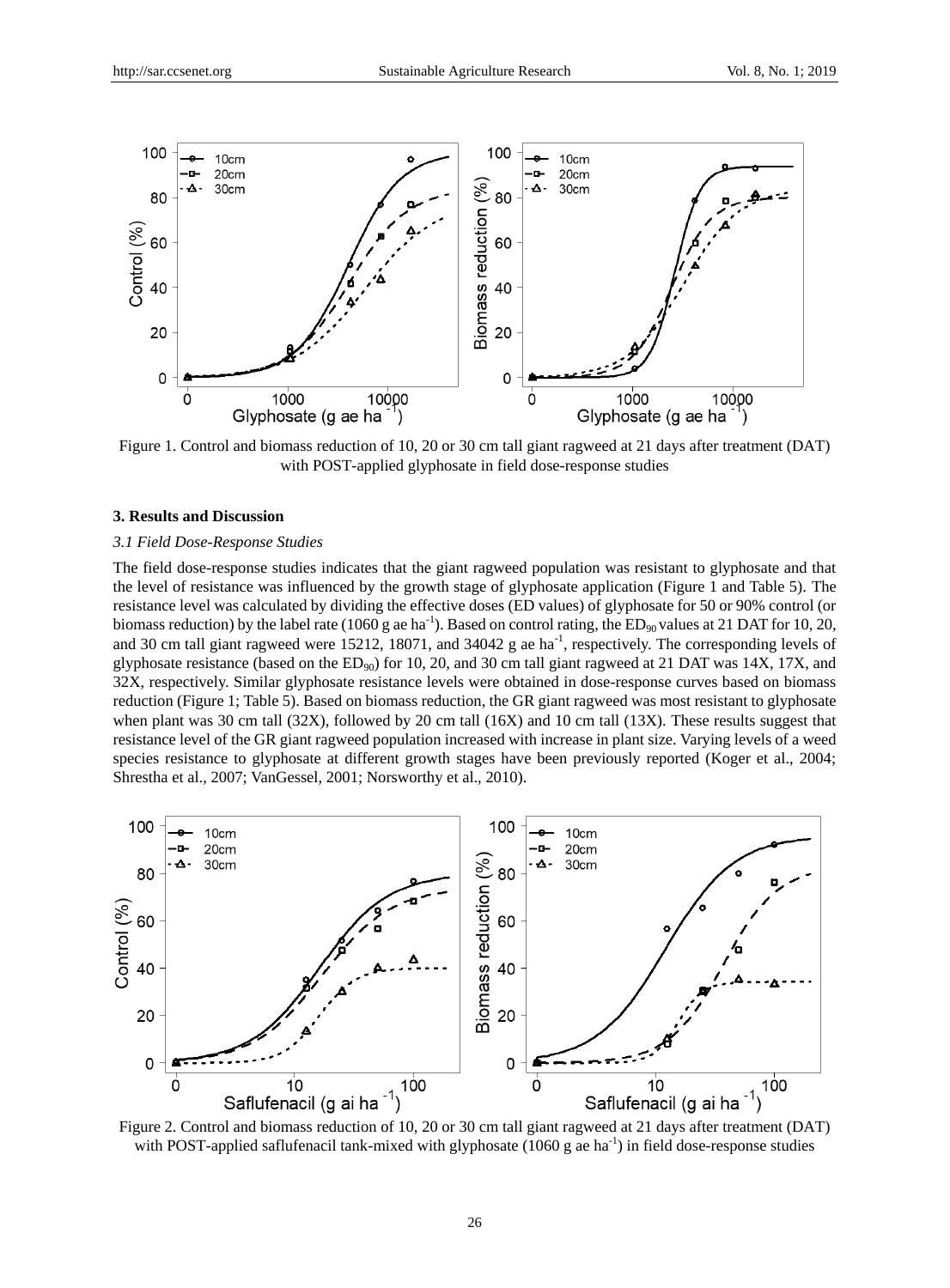Figure 1. Control and biomass reduction of 10, 20 or 30 cm tall giant ragweed at 21 days after treatment (DAT) with POST-applied glyphosate in field dose-response studies

### 3. Results and Discussion

#### *3.1 Field Dose-Response Studies*

The field dose-response studies indicates that the giant ragweed population was resistant to glyphosate and that the level of resistance was influenced by the growth stage of glyphosate application (Figure 1 and Table 5). The resistance level was calculated by dividing the effective doses (ED values) of glyphosate for 50 or 90% control (or biomass reduction) by the label rate (1060 g ae ha$^{-1}$). Based on control rating, the $ED_{90}$ values at 21 DAT for 10, 20, and 30 cm tall giant ragweed were 15212, 18071, and 34042 g ae ha$^{-1}$, respectively. The corresponding levels of glyphosate resistance (based on the $ED_{90}$) for 10, 20, and 30 cm tall giant ragweed at 21 DAT was 14X, 17X, and 32X, respectively. Similar glyphosate resistance levels were obtained in dose-response curves based on biomass reduction (Figure 1; Table 5). Based on biomass reduction, the GR giant ragweed was most resistant to glyphosate when plant was 30 cm tall (32X), followed by 20 cm tall (16X) and 10 cm tall (13X). These results suggest that resistance level of the GR giant ragweed population increased with increase in plant size. Varying levels of a weed species resistance to glyphosate at different growth stages have been previously reported (Koger et al., 2004; Shrestha et al., 2007; VanGessel, 2001; Norsworthy et al., 2010).

Figure 2. Control and biomass reduction of 10, 20 or 30 cm tall giant ragweed at 21 days after treatment (DAT) with POST-applied saflufenacil tank-mixed with glyphosate (1060 g ae ha$^{-1}$) in field dose-response studies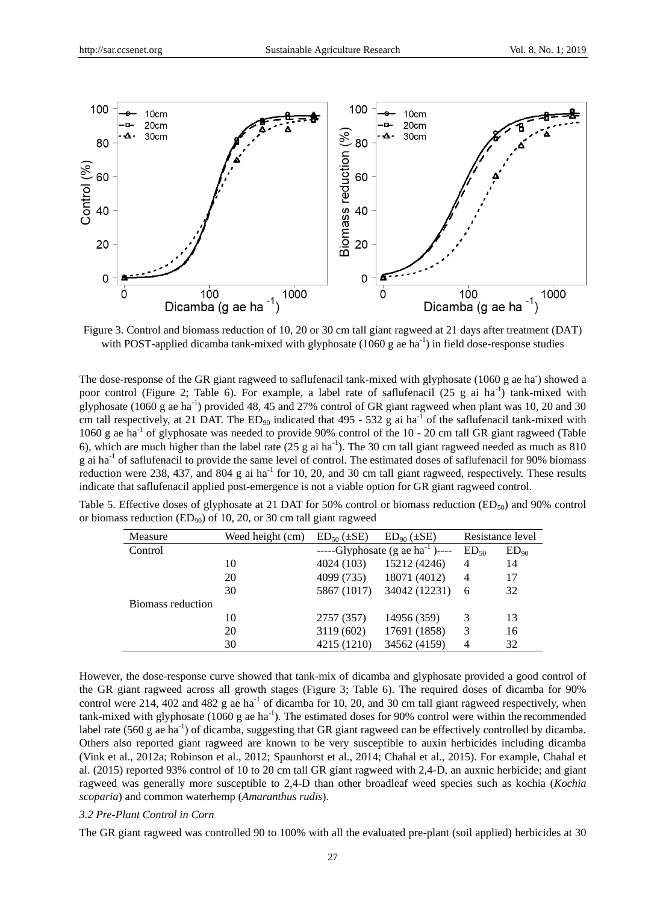Figure 3. Control and biomass reduction of 10, 20 or 30 cm tall giant ragweed at 21 days after treatment (DAT) with POST-applied dicamba tank-mixed with glyphosate (1060 g ae ha$^{-1}$) in field dose-response studies

The dose-response of the GR giant ragweed to saflufenacil tank-mixed with glyphosate (1060 g ae ha$^{-}$) showed a poor control (Figure 2; Table 6). For example, a label rate of saflufenacil (25 g ai ha$^{-1}$) tank-mixed with glyphosate (1060 g ae ha$^{-1}$) provided 48, 45 and 27% control of GR giant ragweed when plant was 10, 20 and 30 cm tall respectively, at 21 DAT. The $ED_{90}$ indicated that 495 - 532 g ai ha$^{-1}$ of the saflufenacil tank-mixed with 1060 g ae ha$^{-1}$ of glyphosate was needed to provide 90% control of the 10 - 20 cm tall GR giant ragweed (Table 6), which are much higher than the label rate (25 g ai ha$^{-1}$). The 30 cm tall giant ragweed needed as much as 810 g ai ha$^{-1}$ of saflufenacil to provide the same level of control. The estimated doses of saflufenacil for 90% biomass reduction were 238, 437, and 804 g ai ha$^{-1}$ for 10, 20, and 30 cm tall giant ragweed, respectively. These results indicate that saflufenacil applied post-emergence is not a viable option for GR giant ragweed control.

Table 5. Effective doses of glyphosate at 21 DAT for 50% control or biomass reduction ($ED_{50}$) and 90% control or biomass reduction ($ED_{90}$) of 10, 20, or 30 cm tall giant ragweed

| Measure | Weed height (cm) | $ED_{50}$ (±SE) | $ED_{90}$ (±SE) | Resistance level | |
|---|---|---|---|---|---|
| Control | | -----Glyphosate (g ae ha$^{-1}$)---- | | $ED_{50}$ | $ED_{90}$ |
| | 10 | 4024 (103) | 15212 (4246) | 4 | 14 |
| | 20 | 4099 (735) | 18071 (4012) | 4 | 17 |
| | 30 | 5867 (1017) | 34042 (12231) | 6 | 32 |
| Biomass reduction | | | | | |
| | 10 | 2757 (357) | 14956 (359) | 3 | 13 |
| | 20 | 3119 (602) | 17691 (1858) | 3 | 16 |
| | 30 | 4215 (1210) | 34562 (4159) | 4 | 32 |

However, the dose-response curve showed that tank-mix of dicamba and glyphosate provided a good control of the GR giant ragweed across all growth stages (Figure 3; Table 6). The required doses of dicamba for 90% control were 214, 402 and 482 g ae ha$^{-1}$ of dicamba for 10, 20, and 30 cm tall giant ragweed respectively, when tank-mixed with glyphosate (1060 g ae ha$^{-1}$). The estimated doses for 90% control were within the recommended label rate (560 g ae ha$^{-1}$) of dicamba, suggesting that GR giant ragweed can be effectively controlled by dicamba. Others also reported giant ragweed are known to be very susceptible to auxin herbicides including dicamba (Vink et al., 2012a; Robinson et al., 2012; Spaunhorst et al., 2014; Chahal et al., 2015). For example, Chahal et al. (2015) reported 93% control of 10 to 20 cm tall GR giant ragweed with 2,4-D, an auxnic herbicide; and giant ragweed was generally more susceptible to 2,4-D than other broadleaf weed species such as kochia (*Kochia scoparia*) and common waterhemp (*Amaranthus rudis*).

### *3.2 Pre-Plant Control in Corn*

The GR giant ragweed was controlled 90 to 100% with all the evaluated pre-plant (soil applied) herbicides at 30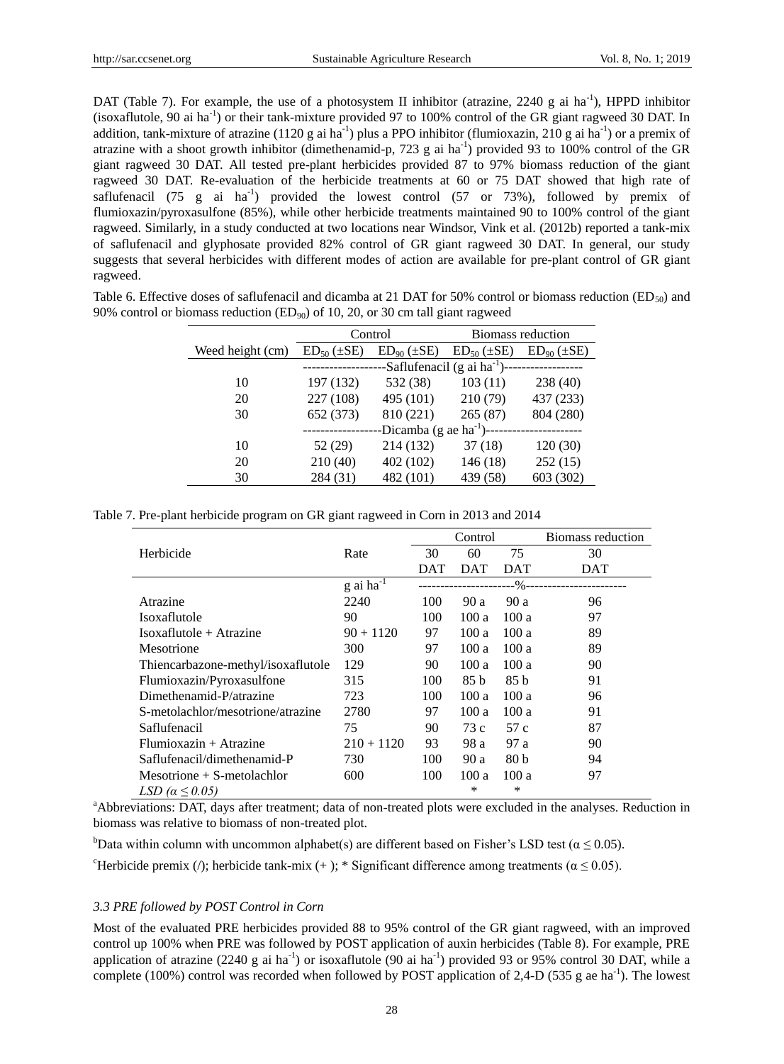DAT (Table 7). For example, the use of a photosystem II inhibitor (atrazine, 2240 g ai ha$^{-1}$), HPPD inhibitor (isoxaflutole, 90 ai ha$^{-1}$) or their tank-mixture provided 97 to 100% control of the GR giant ragweed 30 DAT. In addition, tank-mixture of atrazine (1120 g ai ha$^{-1}$) plus a PPO inhibitor (flumioxazin, 210 g ai ha$^{-1}$) or a premix of atrazine with a shoot growth inhibitor (dimethenamid-p, 723 g ai ha$^{-1}$) provided 93 to 100% control of the GR giant ragweed 30 DAT. All tested pre-plant herbicides provided 87 to 97% biomass reduction of the giant ragweed 30 DAT. Re-evaluation of the herbicide treatments at 60 or 75 DAT showed that high rate of saflufenacil (75 g ai ha$^{-1}$) provided the lowest control (57 or 73%), followed by premix of flumioxazin/pyroxasulfone (85%), while other herbicide treatments maintained 90 to 100% control of the giant ragweed. Similarly, in a study conducted at two locations near Windsor, Vink et al. (2012b) reported a tank-mix of saflufenacil and glyphosate provided 82% control of GR giant ragweed 30 DAT. In general, our study suggests that several herbicides with different modes of action are available for pre-plant control of GR giant ragweed.

Table 6. Effective doses of saflufenacil and dicamba at 21 DAT for 50% control or biomass reduction ($ED_{50}$) and 90% control or biomass reduction ($ED_{90}$) of 10, 20, or 30 cm tall giant ragweed

| | Control | | Biomass reduction | |
|---|---|---|---|---|
| Weed height (cm) | $ED_{50}$ (±SE) | $ED_{90}$ (±SE) | $ED_{50}$ (±SE) | $ED_{90}$ (±SE) |
| | -------------------Saflufenacil (g ai ha$^{-1}$)------------------ | | | |
| 10 | 197 (132) | 532 (38) | 103 (11) | 238 (40) |
| 20 | 227 (108) | 495 (101) | 210 (79) | 437 (233) |
| 30 | 652 (373) | 810 (221) | 265 (87) | 804 (280) |
| | ------------------Dicamba (g ae ha$^{-1}$)---------------------- | | | |
| 10 | 52 (29) | 214 (132) | 37 (18) | 120 (30) |
| 20 | 210 (40) | 402 (102) | 146 (18) | 252 (15) |
| 30 | 284 (31) | 482 (101) | 439 (58) | 603 (302) |

Table 7. Pre-plant herbicide program on GR giant ragweed in Corn in 2013 and 2014

| Herbicide | Rate | Control | | | Biomass reduction |
|---|---|---|---|---|---|
| | | 30 DAT | 60 DAT | 75 DAT | 30 DAT |
| | g ai ha$^{-1}$ | ----------------------%---------------------- | | | |
| Atrazine | 2240 | 100 | 90 a | 90 a | 96 |
| Isoxaflutole | 90 | 100 | 100 a | 100 a | 97 |
| Isoxaflutole + Atrazine | 90 + 1120 | 97 | 100 a | 100 a | 89 |
| Mesotrione | 300 | 97 | 100 a | 100 a | 89 |
| Thiencarbazone-methyl/isoxaflutole | 129 | 90 | 100 a | 100 a | 90 |
| Flumioxazin/Pyroxasulfone | 315 | 100 | 85 b | 85 b | 91 |
| Dimethenamid-P/atrazine | 723 | 100 | 100 a | 100 a | 96 |
| S-metolachlor/mesotrione/atrazine | 2780 | 97 | 100 a | 100 a | 91 |
| Saflufenacil | 75 | 90 | 73 c | 57 c | 87 |
| Flumioxazin + Atrazine | 210 + 1120 | 93 | 98 a | 97 a | 90 |
| Saflufenacil/dimethenamid-P | 730 | 100 | 90 a | 80 b | 94 |
| Mesotrione + S-metolachlor | 600 | 100 | 100 a | 100 a | 97 |
| *LSD (α ≤ 0.05)* | | | * | * | |

[a]Abbreviations: DAT, days after treatment; data of non-treated plots were excluded in the analyses. Reduction in biomass was relative to biomass of non-treated plot.

[b]Data within column with uncommon alphabet(s) are different based on Fisher's LSD test (α ≤ 0.05).

[c]Herbicide premix (/); herbicide tank-mix (+ ); * Significant difference among treatments (α ≤ 0.05).

### *3.3 PRE followed by POST Control in Corn*

Most of the evaluated PRE herbicides provided 88 to 95% control of the GR giant ragweed, with an improved control up 100% when PRE was followed by POST application of auxin herbicides (Table 8). For example, PRE application of atrazine (2240 g ai ha$^{-1}$) or isoxaflutole (90 ai ha$^{-1}$) provided 93 or 95% control 30 DAT, while a complete (100%) control was recorded when followed by POST application of 2,4-D (535 g ae ha$^{-1}$). The lowest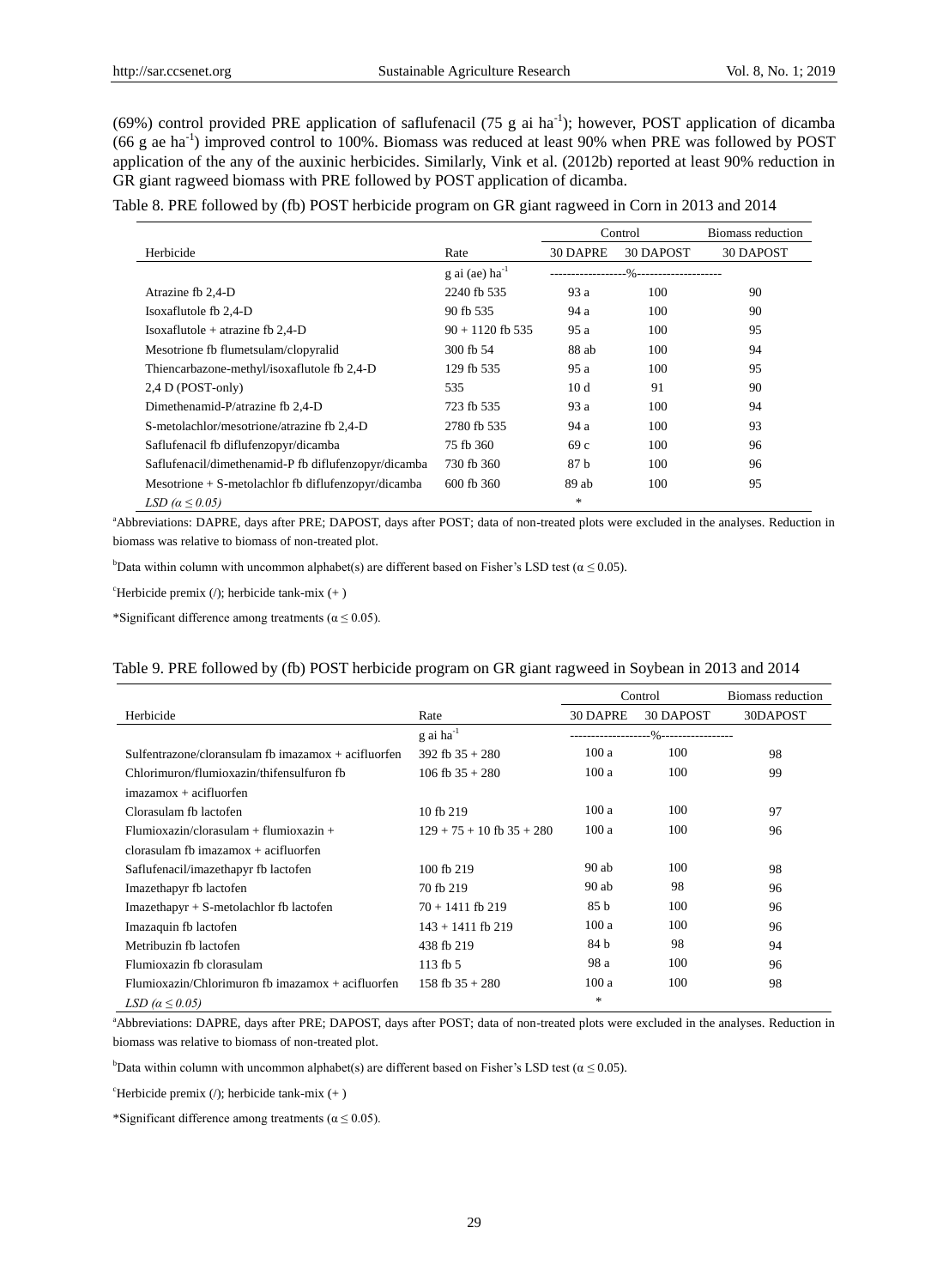(69%) control provided PRE application of saflufenacil (75 g ai ha$^{-1}$); however, POST application of dicamba (66 g ae ha$^{-1}$) improved control to 100%. Biomass was reduced at least 90% when PRE was followed by POST application of the any of the auxinic herbicides. Similarly, Vink et al. (2012b) reported at least 90% reduction in GR giant ragweed biomass with PRE followed by POST application of dicamba.

Table 8. PRE followed by (fb) POST herbicide program on GR giant ragweed in Corn in 2013 and 2014

| | | Control | | Biomass reduction |
|---|---|---|---|---|
| Herbicide | Rate | 30 DAPRE | 30 DAPOST | 30 DAPOST |
| | g ai (ae) ha$^{-1}$ | ------------------%-------------------- | | |
| Atrazine fb 2,4-D | 2240 fb 535 | 93 a | 100 | 90 |
| Isoxaflutole fb 2,4-D | 90 fb 535 | 94 a | 100 | 90 |
| Isoxaflutole + atrazine fb 2,4-D | 90 + 1120 fb 535 | 95 a | 100 | 95 |
| Mesotrione fb flumetsulam/clopyralid | 300 fb 54 | 88 ab | 100 | 94 |
| Thiencarbazone-methyl/isoxaflutole fb 2,4-D | 129 fb 535 | 95 a | 100 | 95 |
| 2,4 D (POST-only) | 535 | 10 d | 91 | 90 |
| Dimethenamid-P/atrazine fb 2,4-D | 723 fb 535 | 93 a | 100 | 94 |
| S-metolachlor/mesotrione/atrazine fb 2,4-D | 2780 fb 535 | 94 a | 100 | 93 |
| Saflufenacil fb diflufenzopyr/dicamba | 75 fb 360 | 69 c | 100 | 96 |
| Saflufenacil/dimethenamid-P fb diflufenzopyr/dicamba | 730 fb 360 | 87 b | 100 | 96 |
| Mesotrione + S-metolachlor fb diflufenzopyr/dicamba | 600 fb 360 | 89 ab | 100 | 95 |
| *LSD ($\alpha \leq 0.05$)* | | * | | |

[a]Abbreviations: DAPRE, days after PRE; DAPOST, days after POST; data of non-treated plots were excluded in the analyses. Reduction in biomass was relative to biomass of non-treated plot.

[b]Data within column with uncommon alphabet(s) are different based on Fisher's LSD test ($\alpha \leq 0.05$).

[c]Herbicide premix (/); herbicide tank-mix (+ )

*Significant difference among treatments ($\alpha \leq 0.05$).

Table 9. PRE followed by (fb) POST herbicide program on GR giant ragweed in Soybean in 2013 and 2014

| | | Control | | Biomass reduction |
|---|---|---|---|---|
| Herbicide | Rate | 30 DAPRE | 30 DAPOST | 30DAPOST |
| | g ai ha$^{-1}$ | -------------------%----------------- | | |
| Sulfentrazone/cloransulam fb imazamox + acifluorfen | 392 fb 35 + 280 | 100 a | 100 | 98 |
| Chlorimuron/flumioxazin/thifensulfuron fb imazamox + acifluorfen | 106 fb 35 + 280 | 100 a | 100 | 99 |
| Clorasulam fb lactofen | 10 fb 219 | 100 a | 100 | 97 |
| Flumioxazin/clorasulam + flumioxazin + clorasulam fb imazamox + acifluorfen | 129 + 75 + 10 fb 35 + 280 | 100 a | 100 | 96 |
| Saflufenacil/imazethapyr fb lactofen | 100 fb 219 | 90 ab | 100 | 98 |
| Imazethapyr fb lactofen | 70 fb 219 | 90 ab | 98 | 96 |
| Imazethapyr + S-metolachlor fb lactofen | 70 + 1411 fb 219 | 85 b | 100 | 96 |
| Imazaquin fb lactofen | 143 + 1411 fb 219 | 100 a | 100 | 96 |
| Metribuzin fb lactofen | 438 fb 219 | 84 b | 98 | 94 |
| Flumioxazin fb clorasulam | 113 fb 5 | 98 a | 100 | 96 |
| Flumioxazin/Chlorimuron fb imazamox + acifluorfen | 158 fb 35 + 280 | 100 a | 100 | 98 |
| *LSD ($\alpha \leq 0.05$)* | | * | | |

[a]Abbreviations: DAPRE, days after PRE; DAPOST, days after POST; data of non-treated plots were excluded in the analyses. Reduction in biomass was relative to biomass of non-treated plot.

[b]Data within column with uncommon alphabet(s) are different based on Fisher's LSD test ($\alpha \leq 0.05$).

[c]Herbicide premix (/); herbicide tank-mix (+ )

*Significant difference among treatments ($\alpha \leq 0.05$).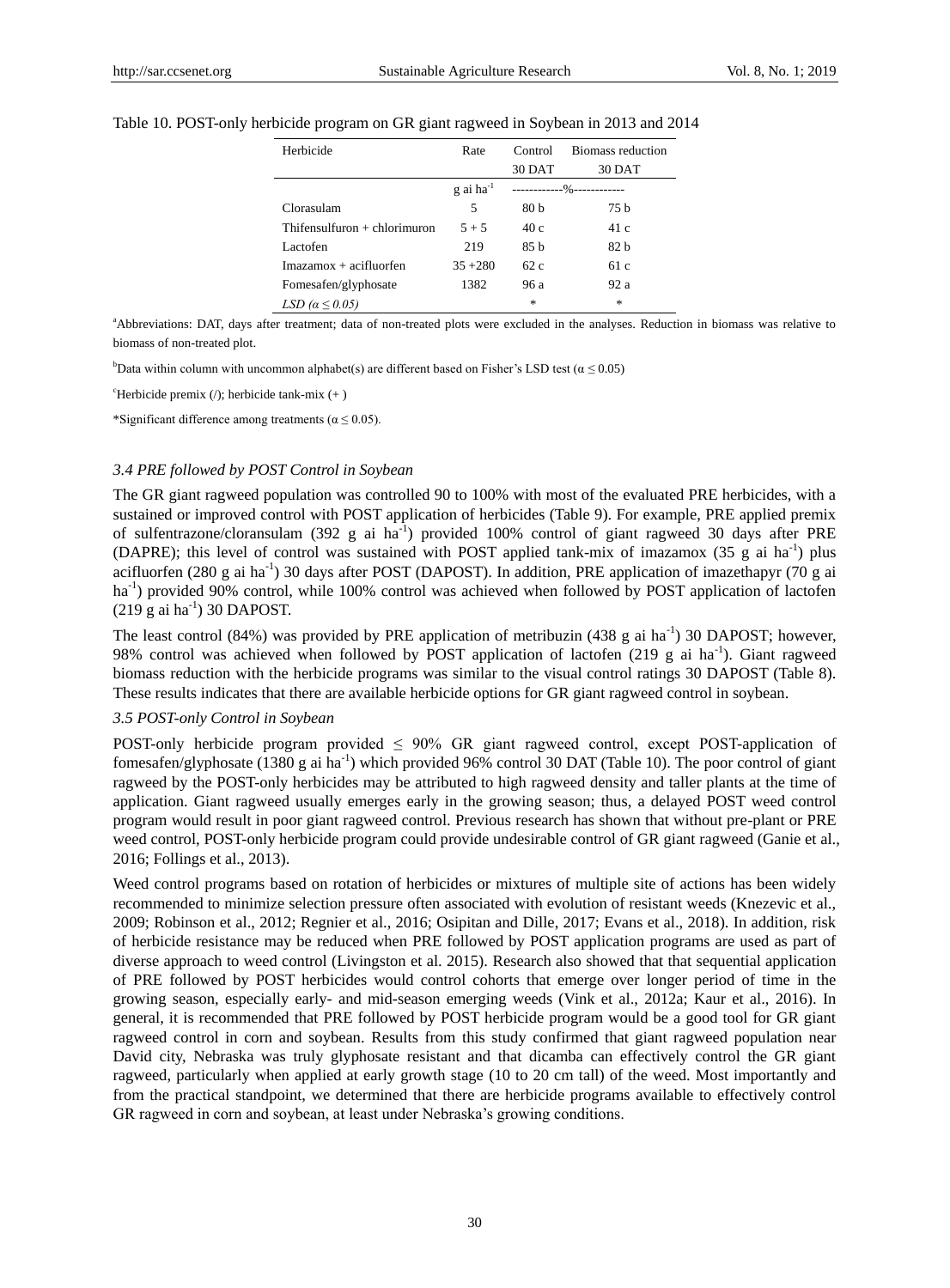Table 10. POST-only herbicide program on GR giant ragweed in Soybean in 2013 and 2014

| Herbicide | Rate | Control | Biomass reduction |
|---|---|---|---|
| | | 30 DAT | 30 DAT |
| | g ai ha$^{-1}$ | ------------%------------ | |
| Clorasulam | 5 | 80 b | 75 b |
| Thifensulfuron + chlorimuron | 5 + 5 | 40 c | 41 c |
| Lactofen | 219 | 85 b | 82 b |
| Imazamox + acifluorfen | 35 +280 | 62 c | 61 c |
| Fomesafen/glyphosate | 1382 | 96 a | 92 a |
| *LSD (α ≤ 0.05)* | | * | * |

[a]Abbreviations: DAT, days after treatment; data of non-treated plots were excluded in the analyses. Reduction in biomass was relative to biomass of non-treated plot.

[b]Data within column with uncommon alphabet(s) are different based on Fisher's LSD test (α ≤ 0.05)

[c]Herbicide premix (/); herbicide tank-mix (+ )

*Significant difference among treatments (α ≤ 0.05).

### *3.4 PRE followed by POST Control in Soybean*

The GR giant ragweed population was controlled 90 to 100% with most of the evaluated PRE herbicides, with a sustained or improved control with POST application of herbicides (Table 9). For example, PRE applied premix of sulfentrazone/cloransulam (392 g ai ha$^{-1}$) provided 100% control of giant ragweed 30 days after PRE (DAPRE); this level of control was sustained with POST applied tank-mix of imazamox (35 g ai ha$^{-1}$) plus acifluorfen (280 g ai ha$^{-1}$) 30 days after POST (DAPOST). In addition, PRE application of imazethapyr (70 g ai ha$^{-1}$) provided 90% control, while 100% control was achieved when followed by POST application of lactofen (219 g ai ha$^{-1}$) 30 DAPOST.

The least control (84%) was provided by PRE application of metribuzin (438 g ai ha$^{-1}$) 30 DAPOST; however, 98% control was achieved when followed by POST application of lactofen (219 g ai ha$^{-1}$). Giant ragweed biomass reduction with the herbicide programs was similar to the visual control ratings 30 DAPOST (Table 8). These results indicates that there are available herbicide options for GR giant ragweed control in soybean.

### *3.5 POST-only Control in Soybean*

POST-only herbicide program provided ≤ 90% GR giant ragweed control, except POST-application of fomesafen/glyphosate (1380 g ai ha$^{-1}$) which provided 96% control 30 DAT (Table 10). The poor control of giant ragweed by the POST-only herbicides may be attributed to high ragweed density and taller plants at the time of application. Giant ragweed usually emerges early in the growing season; thus, a delayed POST weed control program would result in poor giant ragweed control. Previous research has shown that without pre-plant or PRE weed control, POST-only herbicide program could provide undesirable control of GR giant ragweed (Ganie et al., 2016; Follings et al., 2013).

Weed control programs based on rotation of herbicides or mixtures of multiple site of actions has been widely recommended to minimize selection pressure often associated with evolution of resistant weeds (Knezevic et al., 2009; Robinson et al., 2012; Regnier et al., 2016; Osipitan and Dille, 2017; Evans et al., 2018). In addition, risk of herbicide resistance may be reduced when PRE followed by POST application programs are used as part of diverse approach to weed control (Livingston et al. 2015). Research also showed that that sequential application of PRE followed by POST herbicides would control cohorts that emerge over longer period of time in the growing season, especially early- and mid-season emerging weeds (Vink et al., 2012a; Kaur et al., 2016). In general, it is recommended that PRE followed by POST herbicide program would be a good tool for GR giant ragweed control in corn and soybean. Results from this study confirmed that giant ragweed population near David city, Nebraska was truly glyphosate resistant and that dicamba can effectively control the GR giant ragweed, particularly when applied at early growth stage (10 to 20 cm tall) of the weed. Most importantly and from the practical standpoint, we determined that there are herbicide programs available to effectively control GR ragweed in corn and soybean, at least under Nebraska's growing conditions.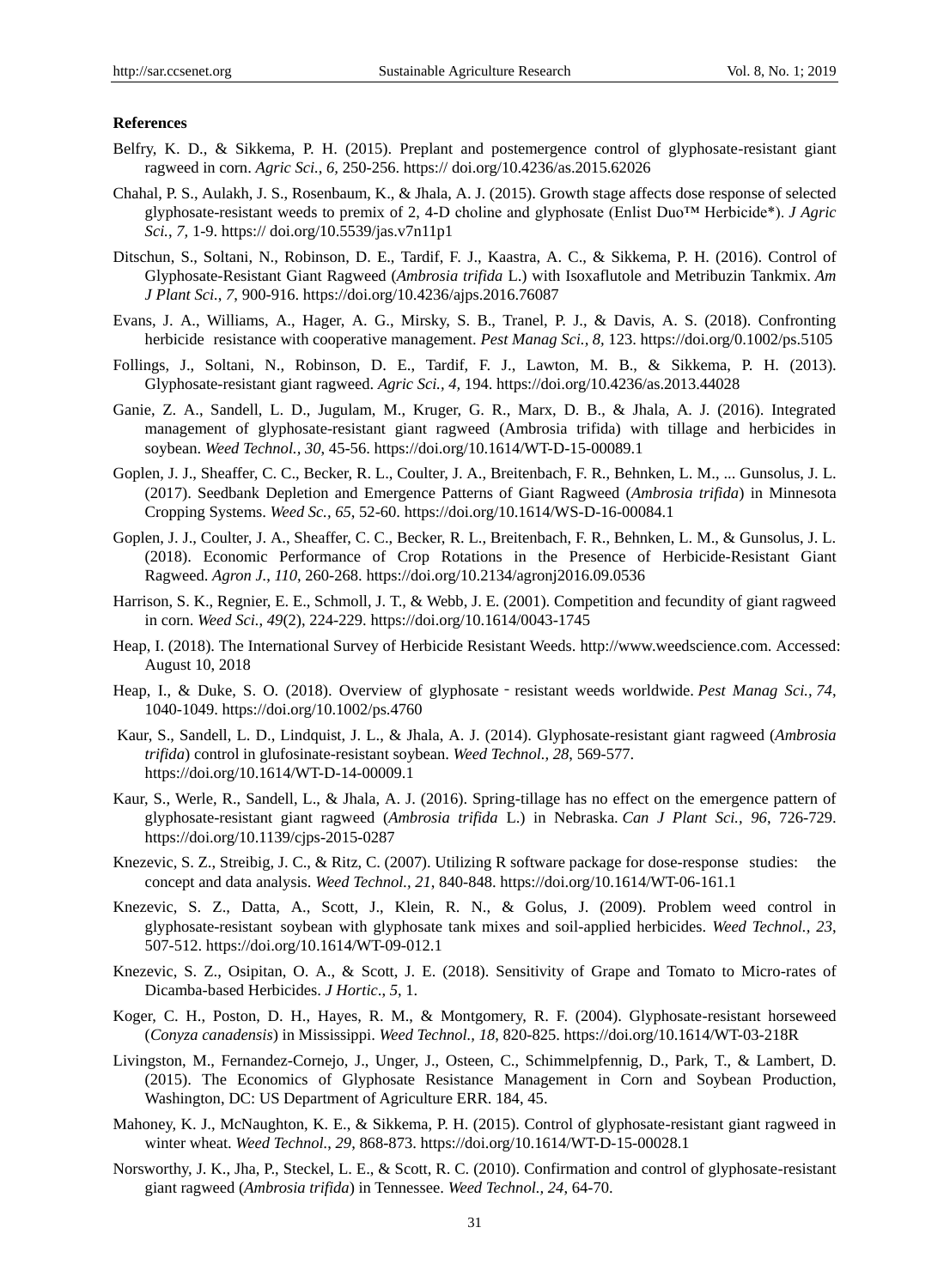**References**

Belfry, K. D., & Sikkema, P. H. (2015). Preplant and postemergence control of glyphosate-resistant giant ragweed in corn. *Agric Sci.*, *6,* 250-256. https:// doi.org/10.4236/as.2015.62026

Chahal, P. S., Aulakh, J. S., Rosenbaum, K., & Jhala, A. J. (2015). Growth stage affects dose response of selected glyphosate-resistant weeds to premix of 2, 4-D choline and glyphosate (Enlist Duo™ Herbicide*). *J Agric Sci.*, *7,* 1-9. https:// doi.org/10.5539/jas.v7n11p1

Ditschun, S., Soltani, N., Robinson, D. E., Tardif, F. J., Kaastra, A. C., & Sikkema, P. H. (2016). Control of Glyphosate-Resistant Giant Ragweed (*Ambrosia trifida* L.) with Isoxaflutole and Metribuzin Tankmix. *Am J Plant Sci.*, *7*, 900-916. https://doi.org/10.4236/ajps.2016.76087

Evans, J. A., Williams, A., Hager, A. G., Mirsky, S. B., Tranel, P. J., & Davis, A. S. (2018). Confronting herbicide resistance with cooperative management. *Pest Manag Sci.*, *8,* 123. https://doi.org/0.1002/ps.5105

Follings, J., Soltani, N., Robinson, D. E., Tardif, F. J., Lawton, M. B., & Sikkema, P. H. (2013). Glyphosate-resistant giant ragweed. *Agric Sci.*, *4,* 194. https://doi.org/10.4236/as.2013.44028

Ganie, Z. A., Sandell, L. D., Jugulam, M., Kruger, G. R., Marx, D. B., & Jhala, A. J. (2016). Integrated management of glyphosate-resistant giant ragweed (Ambrosia trifida) with tillage and herbicides in soybean. *Weed Technol.*, *30,* 45-56. https://doi.org/10.1614/WT-D-15-00089.1

Goplen, J. J., Sheaffer, C. C., Becker, R. L., Coulter, J. A., Breitenbach, F. R., Behnken, L. M., ... Gunsolus, J. L. (2017). Seedbank Depletion and Emergence Patterns of Giant Ragweed (*Ambrosia trifida*) in Minnesota Cropping Systems. *Weed Sc.*, *65*, 52-60. https://doi.org/10.1614/WS-D-16-00084.1

Goplen, J. J., Coulter, J. A., Sheaffer, C. C., Becker, R. L., Breitenbach, F. R., Behnken, L. M., & Gunsolus, J. L. (2018). Economic Performance of Crop Rotations in the Presence of Herbicide-Resistant Giant Ragweed. *Agron J.*, *110*, 260-268. https://doi.org/10.2134/agronj2016.09.0536

Harrison, S. K., Regnier, E. E., Schmoll, J. T., & Webb, J. E. (2001). Competition and fecundity of giant ragweed in corn. *Weed Sci.*, *49*(2), 224-229. https://doi.org/10.1614/0043-1745

Heap, I. (2018). The International Survey of Herbicide Resistant Weeds. http://www.weedscience.com. Accessed: August 10, 2018

Heap, I., & Duke, S. O. (2018). Overview of glyphosate‐resistant weeds worldwide. *Pest Manag Sci.*, *74*, 1040-1049. https://doi.org/10.1002/ps.4760

Kaur, S., Sandell, L. D., Lindquist, J. L., & Jhala, A. J. (2014). Glyphosate-resistant giant ragweed (*Ambrosia trifida*) control in glufosinate-resistant soybean. *Weed Technol.*, *28*, 569-577. https://doi.org/10.1614/WT-D-14-00009.1

Kaur, S., Werle, R., Sandell, L., & Jhala, A. J. (2016). Spring-tillage has no effect on the emergence pattern of glyphosate-resistant giant ragweed (*Ambrosia trifida* L.) in Nebraska. *Can J Plant Sci.*, *96*, 726-729. https://doi.org/10.1139/cjps-2015-0287

Knezevic, S. Z., Streibig, J. C., & Ritz, C. (2007). Utilizing R software package for dose-response studies: the concept and data analysis. *Weed Technol.*, *21*, 840-848. https://doi.org/10.1614/WT-06-161.1

Knezevic, S. Z., Datta, A., Scott, J., Klein, R. N., & Golus, J. (2009). Problem weed control in glyphosate-resistant soybean with glyphosate tank mixes and soil-applied herbicides. *Weed Technol.*, *23*, 507-512. https://doi.org/10.1614/WT-09-012.1

Knezevic, S. Z., Osipitan, O. A., & Scott, J. E. (2018). Sensitivity of Grape and Tomato to Micro-rates of Dicamba-based Herbicides. *J Hortic.*, *5*, 1.

Koger, C. H., Poston, D. H., Hayes, R. M., & Montgomery, R. F. (2004). Glyphosate-resistant horseweed (*Conyza canadensis*) in Mississippi. *Weed Technol.*, *18*, 820-825. https://doi.org/10.1614/WT-03-218R

Livingston, M., Fernandez-Cornejo, J., Unger, J., Osteen, C., Schimmelpfennig, D., Park, T., & Lambert, D. (2015). The Economics of Glyphosate Resistance Management in Corn and Soybean Production, Washington, DC: US Department of Agriculture ERR. 184, 45.

Mahoney, K. J., McNaughton, K. E., & Sikkema, P. H. (2015). Control of glyphosate-resistant giant ragweed in winter wheat. *Weed Technol.*, *29*, 868-873. https://doi.org/10.1614/WT-D-15-00028.1

Norsworthy, J. K., Jha, P., Steckel, L. E., & Scott, R. C. (2010). Confirmation and control of glyphosate-resistant giant ragweed (*Ambrosia trifida*) in Tennessee. *Weed Technol.*, *24,* 64-70.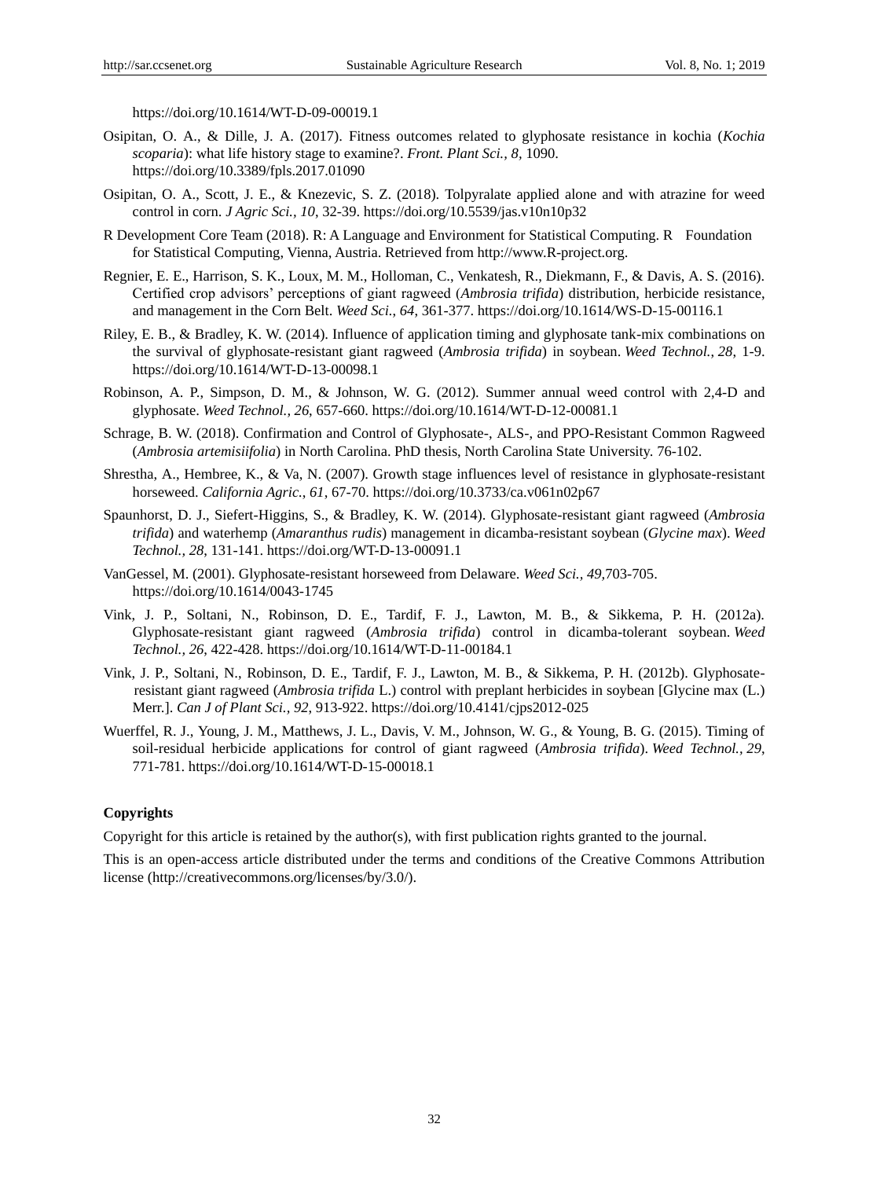https://doi.org/10.1614/WT-D-09-00019.1

Osipitan, O. A., & Dille, J. A. (2017). Fitness outcomes related to glyphosate resistance in kochia (*Kochia scoparia*): what life history stage to examine?. *Front. Plant Sci., 8,* 1090. https://doi.org/10.3389/fpls.2017.01090

Osipitan, O. A., Scott, J. E., & Knezevic, S. Z. (2018). Tolpyralate applied alone and with atrazine for weed control in corn. *J Agric Sci., 10*, 32-39. https://doi.org/10.5539/jas.v10n10p32

R Development Core Team (2018). R: A Language and Environment for Statistical Computing. R Foundation for Statistical Computing, Vienna, Austria. Retrieved from http://www.R-project.org.

Regnier, E. E., Harrison, S. K., Loux, M. M., Holloman, C., Venkatesh, R., Diekmann, F., & Davis, A. S. (2016). Certified crop advisors' perceptions of giant ragweed (*Ambrosia trifida*) distribution, herbicide resistance, and management in the Corn Belt. *Weed Sci., 64*, 361-377. https://doi.org/10.1614/WS-D-15-00116.1

Riley, E. B., & Bradley, K. W. (2014). Influence of application timing and glyphosate tank-mix combinations on the survival of glyphosate-resistant giant ragweed (*Ambrosia trifida*) in soybean. *Weed Technol., 28*, 1-9. https://doi.org/10.1614/WT-D-13-00098.1

Robinson, A. P., Simpson, D. M., & Johnson, W. G. (2012). Summer annual weed control with 2,4-D and glyphosate. *Weed Technol., 26*, 657-660. https://doi.org/10.1614/WT-D-12-00081.1

Schrage, B. W. (2018). Confirmation and Control of Glyphosate-, ALS-, and PPO-Resistant Common Ragweed (*Ambrosia artemisiifolia*) in North Carolina. PhD thesis, North Carolina State University. 76-102.

Shrestha, A., Hembree, K., & Va, N. (2007). Growth stage influences level of resistance in glyphosate-resistant horseweed. *California Agric., 61*, 67-70. https://doi.org/10.3733/ca.v061n02p67

Spaunhorst, D. J., Siefert-Higgins, S., & Bradley, K. W. (2014). Glyphosate-resistant giant ragweed (*Ambrosia trifida*) and waterhemp (*Amaranthus rudis*) management in dicamba-resistant soybean (*Glycine max*). *Weed Technol., 28*, 131-141. https://doi.org/WT-D-13-00091.1

VanGessel, M. (2001). Glyphosate-resistant horseweed from Delaware. *Weed Sci., 49,*703-705. https://doi.org/10.1614/0043-1745

Vink, J. P., Soltani, N., Robinson, D. E., Tardif, F. J., Lawton, M. B., & Sikkema, P. H. (2012a). Glyphosate-resistant giant ragweed (*Ambrosia trifida*) control in dicamba-tolerant soybean. *Weed Technol., 26*, 422-428. https://doi.org/10.1614/WT-D-11-00184.1

Vink, J. P., Soltani, N., Robinson, D. E., Tardif, F. J., Lawton, M. B., & Sikkema, P. H. (2012b). Glyphosate-resistant giant ragweed (*Ambrosia trifida* L.) control with preplant herbicides in soybean [Glycine max (L.) Merr.]. *Can J of Plant Sci., 92*, 913-922. https://doi.org/10.4141/cjps2012-025

Wuerffel, R. J., Young, J. M., Matthews, J. L., Davis, V. M., Johnson, W. G., & Young, B. G. (2015). Timing of soil-residual herbicide applications for control of giant ragweed (*Ambrosia trifida*). *Weed Technol., 29*, 771-781. https://doi.org/10.1614/WT-D-15-00018.1

## Copyrights

Copyright for this article is retained by the author(s), with first publication rights granted to the journal.

This is an open-access article distributed under the terms and conditions of the Creative Commons Attribution license (http://creativecommons.org/licenses/by/3.0/).